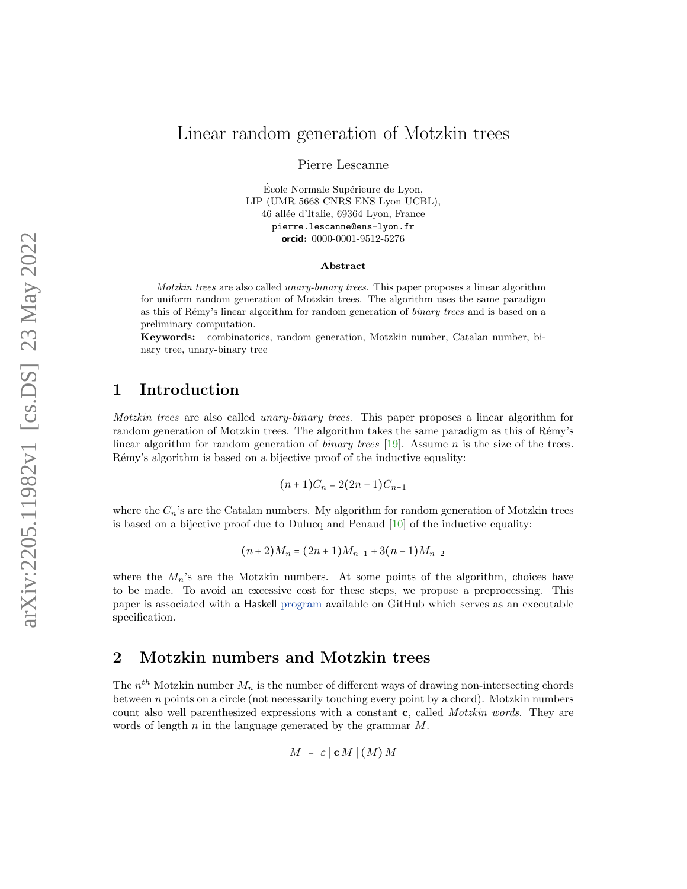# Linear random generation of Motzkin trees

Pierre Lescanne

École Normale Supérieure de Lyon,
LIP (UMR 5668 CNRS ENS Lyon UCBL),
46 allée d'Italie, 69364 Lyon, France
pierre.lescanne@ens-lyon.fr
**orcid:** 0000-0001-9512-5276

### Abstract

*Motzkin trees* are also called *unary-binary trees*. This paper proposes a linear algorithm for uniform random generation of Motzkin trees. The algorithm uses the same paradigm as this of Rémy's linear algorithm for random generation of *binary trees* and is based on a preliminary computation.

**Keywords:** combinatorics, random generation, Motzkin number, Catalan number, binary tree, unary-binary tree

## 1 Introduction

*Motzkin trees* are also called *unary-binary trees*. This paper proposes a linear algorithm for random generation of Motzkin trees. The algorithm takes the same paradigm as this of Rémy's linear algorithm for random generation of *binary trees* [19]. Assume $n$ is the size of the trees. Rémy's algorithm is based on a bijective proof of the inductive equality:

$$(n+1)C_n = 2(2n-1)C_{n-1}$$

where the $C_n$'s are the Catalan numbers. My algorithm for random generation of Motzkin trees is based on a bijective proof due to Dulucq and Penaud [10] of the inductive equality:

$$(n+2)M_n = (2n+1)M_{n-1} + 3(n-1)M_{n-2}$$

where the $M_n$'s are the Motzkin numbers. At some points of the algorithm, choices have to be made. To avoid an excessive cost for these steps, we propose a preprocessing. This paper is associated with a Haskell program available on GitHub which serves as an executable specification.

## 2 Motzkin numbers and Motzkin trees

The $n^{th}$ Motzkin number $M_n$ is the number of different ways of drawing non-intersecting chords between $n$ points on a circle (not necessarily touching every point by a chord). Motzkin numbers count also well parenthesized expressions with a constant $\mathbf{c}$, called *Motzkin words*. They are words of length $n$ in the language generated by the grammar $M$.

$$M \;=\; \varepsilon \mid \mathbf{c}\, M \mid (M)\, M$$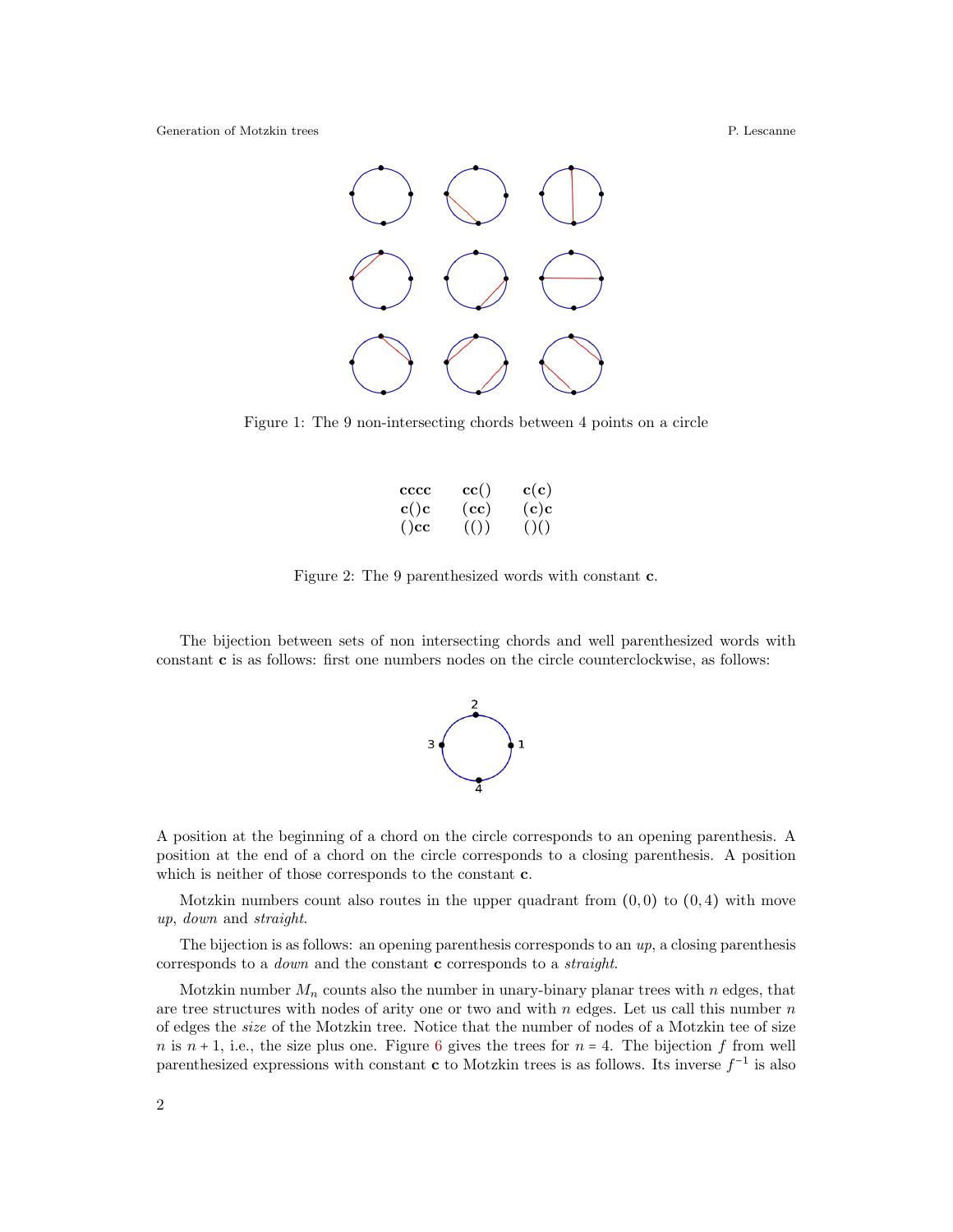Figure 1: The 9 non-intersecting chords between 4 points on a circle

| | | |
|---|---|---|
| **cccc** | **cc**() | **c**(**c**) |
| **c**()**c** | (**cc**) | (**c**)**c** |
| ()**cc** | (()) | ()() |

Figure 2: The 9 parenthesized words with constant **c**.

The bijection between sets of non intersecting chords and well parenthesized words with constant **c** is as follows: first one numbers nodes on the circle counterclockwise, as follows:

A position at the beginning of a chord on the circle corresponds to an opening parenthesis. A position at the end of a chord on the circle corresponds to a closing parenthesis. A position which is neither of those corresponds to the constant **c**.

Motzkin numbers count also routes in the upper quadrant from $(0, 0)$ to $(0, 4)$ with move *up*, *down* and *straight*.

The bijection is as follows: an opening parenthesis corresponds to an *up*, a closing parenthesis corresponds to a *down* and the constant **c** corresponds to a *straight*.

Motzkin number $M_n$ counts also the number in unary-binary planar trees with $n$ edges, that are tree structures with nodes of arity one or two and with $n$ edges. Let us call this number $n$ of edges the *size* of the Motzkin tree. Notice that the number of nodes of a Motzkin tee of size $n$ is $n + 1$, i.e., the size plus one. Figure 6 gives the trees for $n = 4$. The bijection $f$ from well parenthesized expressions with constant **c** to Motzkin trees is as follows. Its inverse $f^{-1}$ is also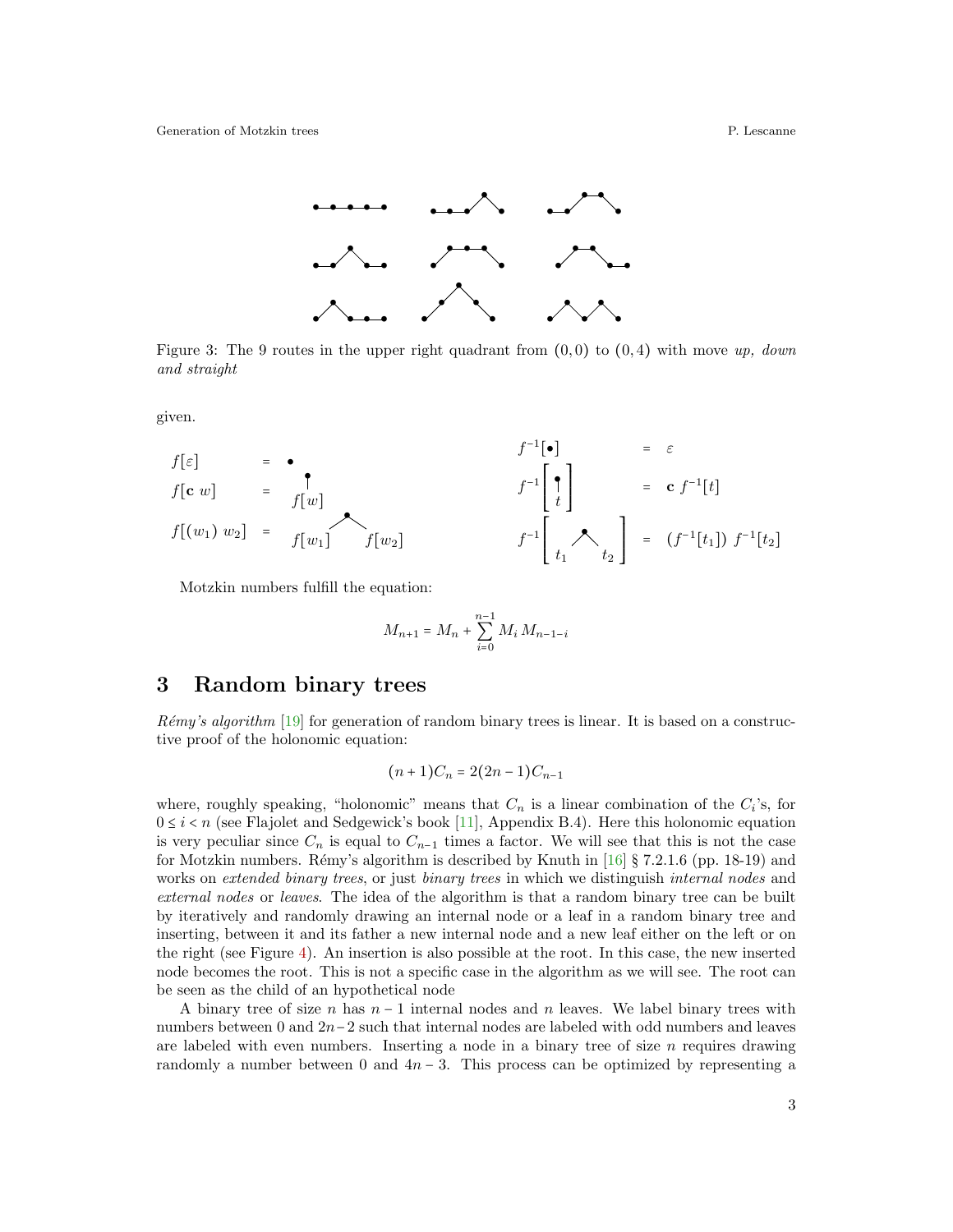Figure 3: The 9 routes in the upper right quadrant from $(0,0)$ to $(0,4)$ with move *up*, *down and straight*

given.

$$f[\varepsilon] = \bullet$$

$$f[\mathbf{c}\ w] = \text{(a node with a single child } f[w]\text{)}$$

$$f[(w_1)\ w_2] = \text{(a node with two children } f[w_1] \text{ and } f[w_2]\text{)}$$

$$f^{-1}[\bullet] = \varepsilon$$

$$f^{-1}\left[\text{(a node with a single child } t\text{)}\right] = \mathbf{c}\ f^{-1}[t]$$

$$f^{-1}\left[\text{(a node with two children } t_1 \text{ and } t_2\text{)}\right] = (f^{-1}[t_1])\ f^{-1}[t_2]$$

Motzkin numbers fulfill the equation:

$$M_{n+1} = M_n + \sum_{i=0}^{n-1} M_i\, M_{n-1-i}$$

## 3 Random binary trees

*Rémy's algorithm* [19] for generation of random binary trees is linear. It is based on a constructive proof of the holonomic equation:

$$(n+1)C_n = 2(2n-1)C_{n-1}$$

where, roughly speaking, "holonomic" means that $C_n$ is a linear combination of the $C_i$'s, for $0 \leq i < n$ (see Flajolet and Sedgewick's book [11], Appendix B.4). Here this holonomic equation is very peculiar since $C_n$ is equal to $C_{n-1}$ times a factor. We will see that this is not the case for Motzkin numbers. Rémy's algorithm is described by Knuth in [16] § 7.2.1.6 (pp. 18-19) and works on *extended binary trees*, or just *binary trees* in which we distinguish *internal nodes* and *external nodes* or *leaves*. The idea of the algorithm is that a random binary tree can be built by iteratively and randomly drawing an internal node or a leaf in a random binary tree and inserting, between it and its father a new internal node and a new leaf either on the left or on the right (see Figure 4). An insertion is also possible at the root. In this case, the new inserted node becomes the root. This is not a specific case in the algorithm as we will see. The root can be seen as the child of an hypothetical node

A binary tree of size $n$ has $n-1$ internal nodes and $n$ leaves. We label binary trees with numbers between 0 and $2n-2$ such that internal nodes are labeled with odd numbers and leaves are labeled with even numbers. Inserting a node in a binary tree of size $n$ requires drawing randomly a number between 0 and $4n-3$. This process can be optimized by representing a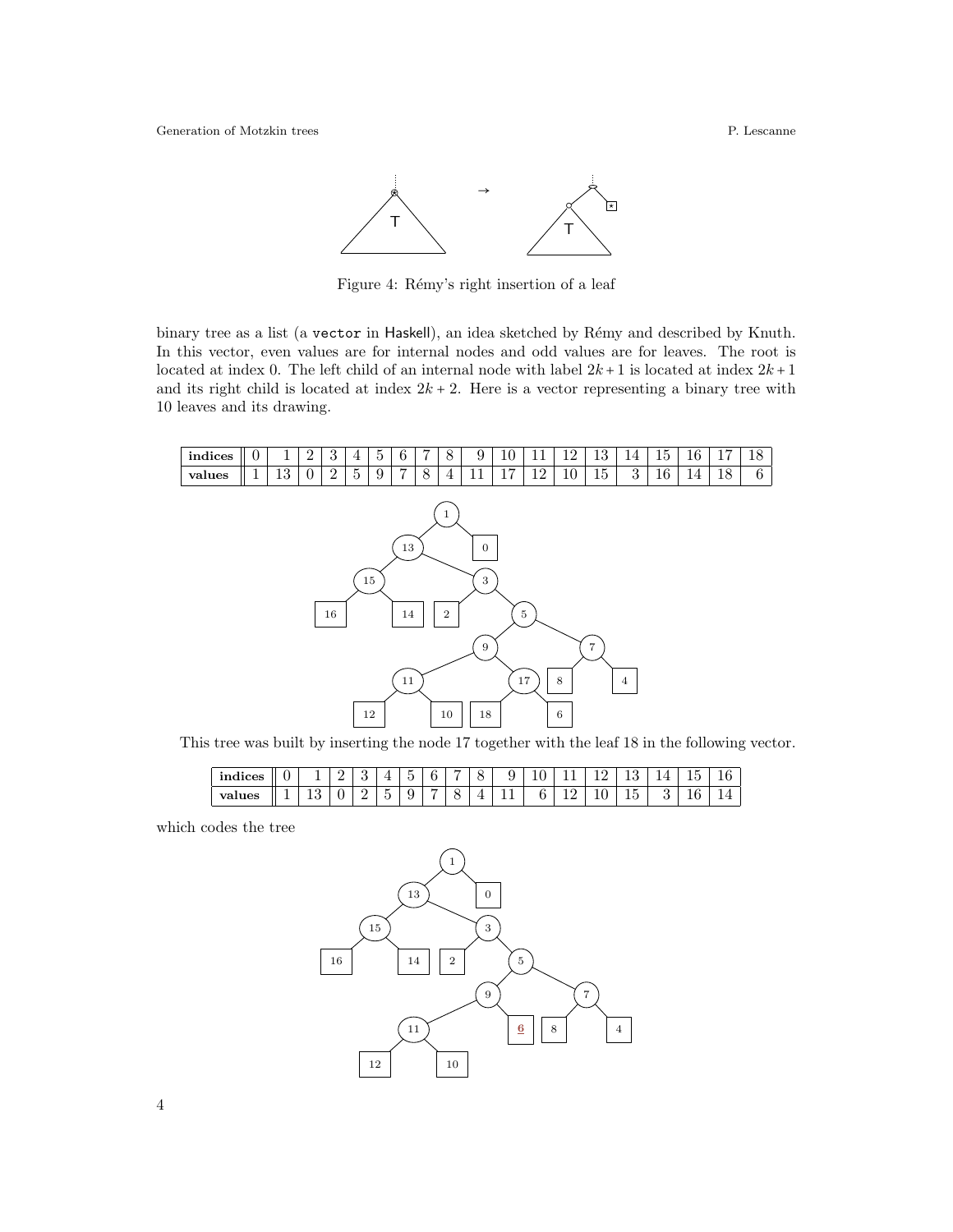Figure 4: Rémy's right insertion of a leaf

binary tree as a list (a `vector` in Haskell), an idea sketched by Rémy and described by Knuth. In this vector, even values are for internal nodes and odd values are for leaves. The root is located at index 0. The left child of an internal node with label $2k+1$ is located at index $2k+1$ and its right child is located at index $2k+2$. Here is a vector representing a binary tree with 10 leaves and its drawing.

| **indices** | 0 | 1 | 2 | 3 | 4 | 5 | 6 | 7 | 8 | 9 | 10 | 11 | 12 | 13 | 14 | 15 | 16 | 17 | 18 |
|---|---|---|---|---|---|---|---|---|---|---|---|---|---|---|---|---|---|---|---|
| **values** | 1 | 13 | 0 | 2 | 5 | 9 | 7 | 8 | 4 | 11 | 17 | 12 | 10 | 15 | 3 | 16 | 14 | 18 | 6 |

This tree was built by inserting the node 17 together with the leaf 18 in the following vector.

| **indices** | 0 | 1 | 2 | 3 | 4 | 5 | 6 | 7 | 8 | 9 | 10 | 11 | 12 | 13 | 14 | 15 | 16 |
|---|---|---|---|---|---|---|---|---|---|---|---|---|---|---|---|---|---|
| **values** | 1 | 13 | 0 | 2 | 5 | 9 | 7 | 8 | 4 | 11 | 6 | 12 | 10 | 15 | 3 | 16 | 14 |

which codes the tree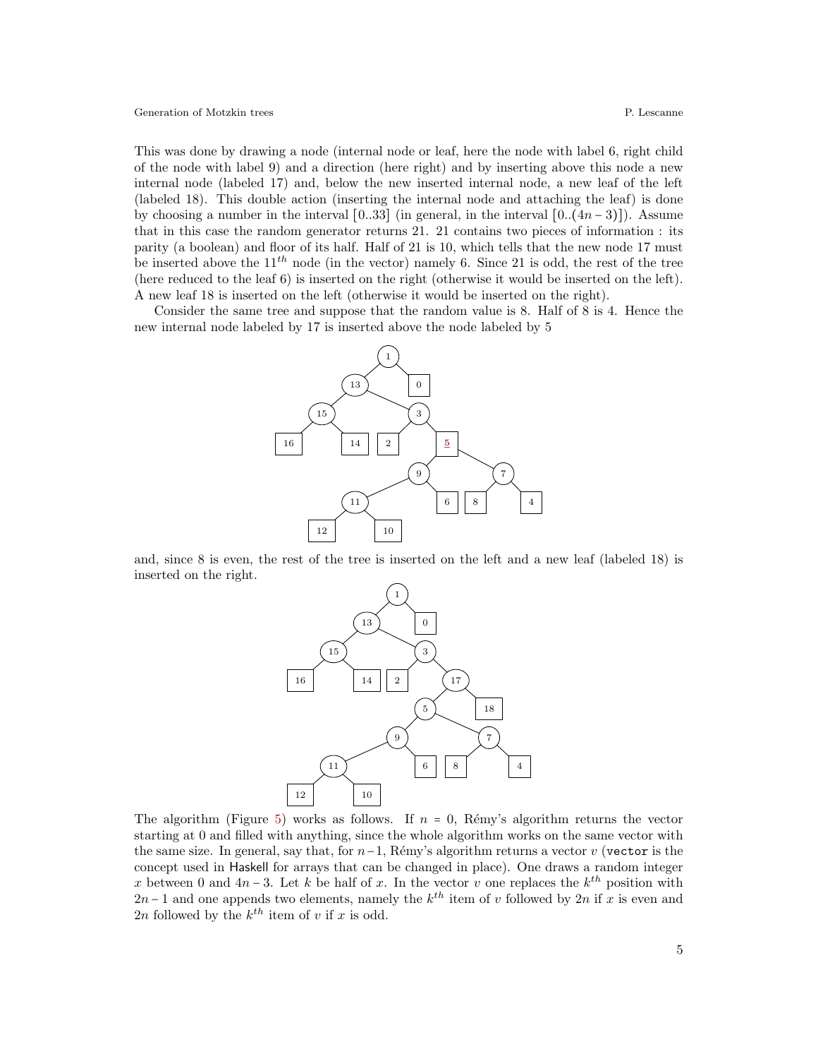This was done by drawing a node (internal node or leaf, here the node with label 6, right child of the node with label 9) and a direction (here right) and by inserting above this node a new internal node (labeled 17) and, below the new inserted internal node, a new leaf of the left (labeled 18). This double action (inserting the internal node and attaching the leaf) is done by choosing a number in the interval $[0..33]$ (in general, in the interval $[0..(4n-3)]$). Assume that in this case the random generator returns 21. 21 contains two pieces of information : its parity (a boolean) and floor of its half. Half of 21 is 10, which tells that the new node 17 must be inserted above the $11^{th}$ node (in the vector) namely 6. Since 21 is odd, the rest of the tree (here reduced to the leaf 6) is inserted on the right (otherwise it would be inserted on the left). A new leaf 18 is inserted on the left (otherwise it would be inserted on the right).

Consider the same tree and suppose that the random value is 8. Half of 8 is 4. Hence the new internal node labeled by 17 is inserted above the node labeled by 5

and, since 8 is even, the rest of the tree is inserted on the left and a new leaf (labeled 18) is inserted on the right.

The algorithm (Figure 5) works as follows. If $n = 0$, Rémy's algorithm returns the vector starting at 0 and filled with anything, since the whole algorithm works on the same vector with the same size. In general, say that, for $n-1$, Rémy's algorithm returns a vector $v$ (`vector` is the concept used in Haskell for arrays that can be changed in place). One draws a random integer $x$ between 0 and $4n-3$. Let $k$ be half of $x$. In the vector $v$ one replaces the $k^{th}$ position with $2n-1$ and one appends two elements, namely the $k^{th}$ item of $v$ followed by $2n$ if $x$ is even and $2n$ followed by the $k^{th}$ item of $v$ if $x$ is odd.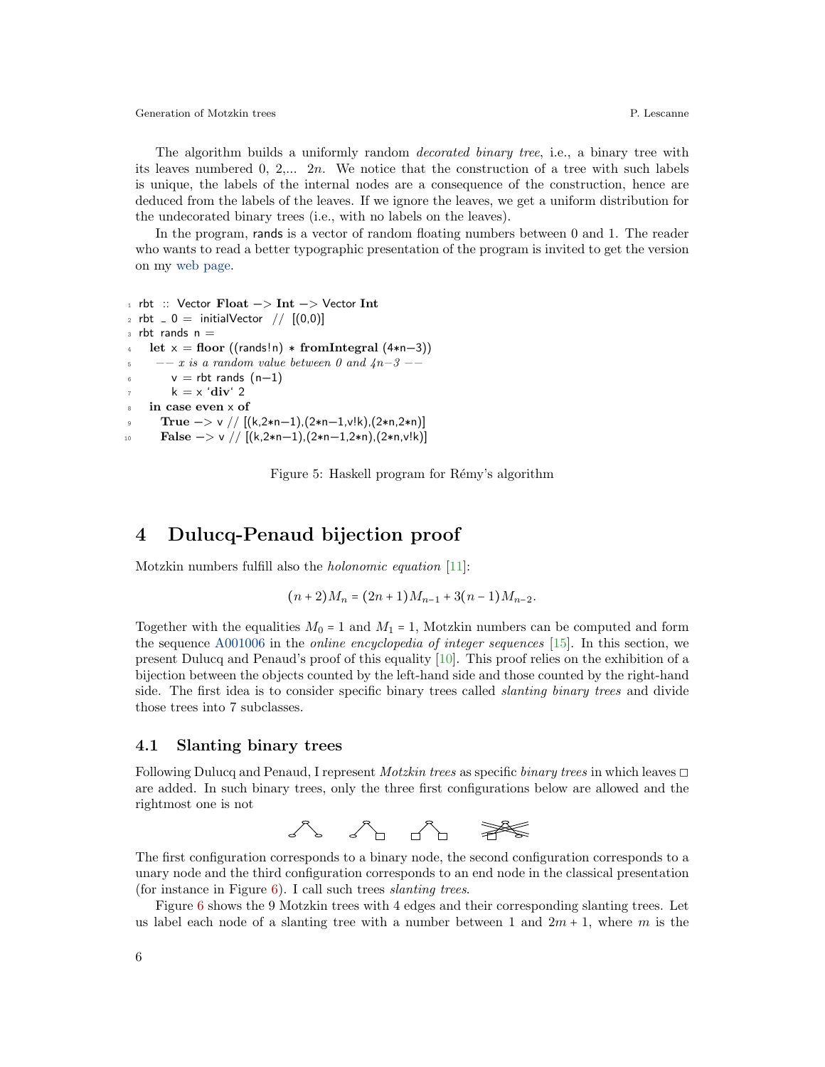The algorithm builds a uniformly random *decorated binary tree*, i.e., a binary tree with its leaves numbered 0, 2,... $2n$. We notice that the construction of a tree with such labels is unique, the labels of the internal nodes are a consequence of the construction, hence are deduced from the labels of the leaves. If we ignore the leaves, we get a uniform distribution for the undecorated binary trees (i.e., with no labels on the leaves).

In the program, rands is a vector of random floating numbers between 0 and 1. The reader who wants to read a better typographic presentation of the program is invited to get the version on my web page.

```
1  rbt :: Vector Float -> Int -> Vector Int
2  rbt _ 0 = initialVector // [(0,0)]
3  rbt rands n =
4    let x = floor ((rands!n) * fromIntegral (4*n-3))
5      -- x is a random value between 0 and 4n-3 --
6        v = rbt rands (n-1)
7        k = x `div` 2
8    in case even x of
9      True -> v // [(k,2*n-1),(2*n-1,v!k),(2*n,2*n)]
10     False -> v // [(k,2*n-1),(2*n-1,2*n),(2*n,v!k)]
```

Figure 5: Haskell program for Rémy's algorithm

# 4 Dulucq-Penaud bijection proof

Motzkin numbers fulfill also the *holonomic equation* [11]:

$$(n+2)M_n = (2n+1)M_{n-1} + 3(n-1)M_{n-2}.$$

Together with the equalities $M_0 = 1$ and $M_1 = 1$, Motzkin numbers can be computed and form the sequence A001006 in the *online encyclopedia of integer sequences* [15]. In this section, we present Dulucq and Penaud's proof of this equality [10]. This proof relies on the exhibition of a bijection between the objects counted by the left-hand side and those counted by the right-hand side. The first idea is to consider specific binary trees called *slanting binary trees* and divide those trees into 7 subclasses.

## 4.1 Slanting binary trees

Following Dulucq and Penaud, I represent *Motzkin trees* as specific *binary trees* in which leaves □ are added. In such binary trees, only the three first configurations below are allowed and the rightmost one is not

The first configuration corresponds to a binary node, the second configuration corresponds to a unary node and the third configuration corresponds to an end node in the classical presentation (for instance in Figure 6). I call such trees *slanting trees*.

Figure 6 shows the 9 Motzkin trees with 4 edges and their corresponding slanting trees. Let us label each node of a slanting tree with a number between 1 and $2m+1$, where $m$ is the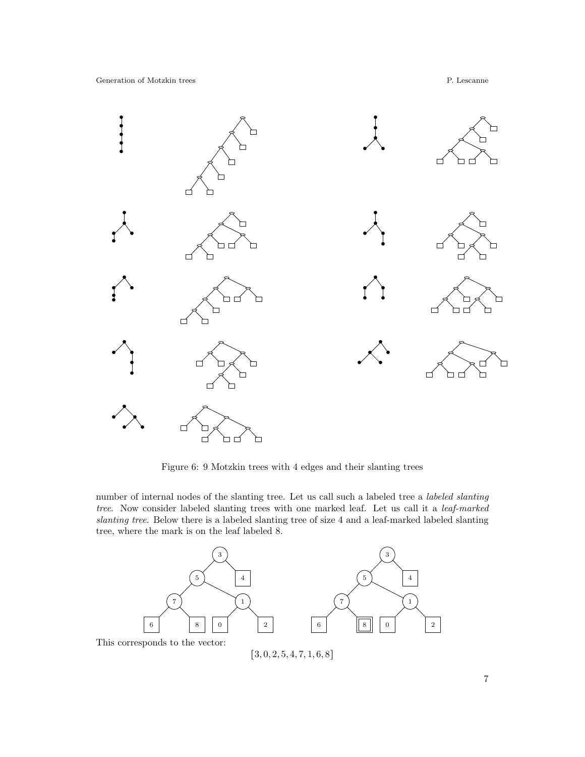Figure 6: 9 Motzkin trees with 4 edges and their slanting trees

number of internal nodes of the slanting tree. Let us call such a labeled tree a *labeled slanting tree*. Now consider labeled slanting trees with one marked leaf. Let us call it a *leaf-marked slanting tree*. Below there is a labeled slanting tree of size 4 and a leaf-marked labeled slanting tree, where the mark is on the leaf labeled 8.

This corresponds to the vector:

$$[3, 0, 2, 5, 4, 7, 1, 6, 8]$$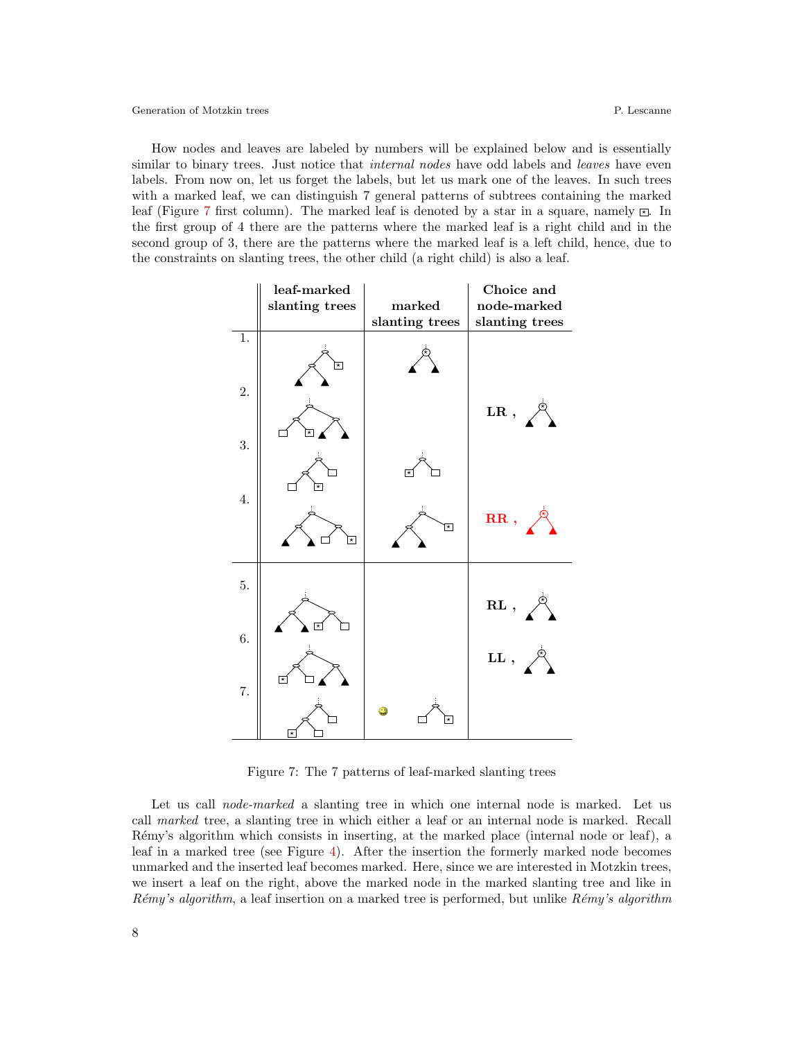How nodes and leaves are labeled by numbers will be explained below and is essentially similar to binary trees. Just notice that *internal nodes* have odd labels and *leaves* have even labels. From now on, let us forget the labels, but let us mark one of the leaves. In such trees with a marked leaf, we can distinguish 7 general patterns of subtrees containing the marked leaf (Figure 7 first column). The marked leaf is denoted by a star in a square, namely ⊡. In the first group of 4 there are the patterns where the marked leaf is a right child and in the second group of 3, there are the patterns where the marked leaf is a left child, hence, due to the constraints on slanting trees, the other child (a right child) is also a leaf.

| | leaf-marked slanting trees | marked slanting trees | Choice and node-marked slanting trees |
|---|---|---|---|
| 1. | | | |
| 2. | | | LR , |
| 3. | | | |
| 4. | | | RR , |
| 5. | | | RL , |
| 6. | | | LL , |
| 7. | | | |

Figure 7: The 7 patterns of leaf-marked slanting trees

Let us call *node-marked* a slanting tree in which one internal node is marked. Let us call *marked* tree, a slanting tree in which either a leaf or an internal node is marked. Recall Rémy's algorithm which consists in inserting, at the marked place (internal node or leaf), a leaf in a marked tree (see Figure 4). After the insertion the formerly marked node becomes unmarked and the inserted leaf becomes marked. Here, since we are interested in Motzkin trees, we insert a leaf on the right, above the marked node in the marked slanting tree and like in *Rémy's algorithm*, a leaf insertion on a marked tree is performed, but unlike *Rémy's algorithm*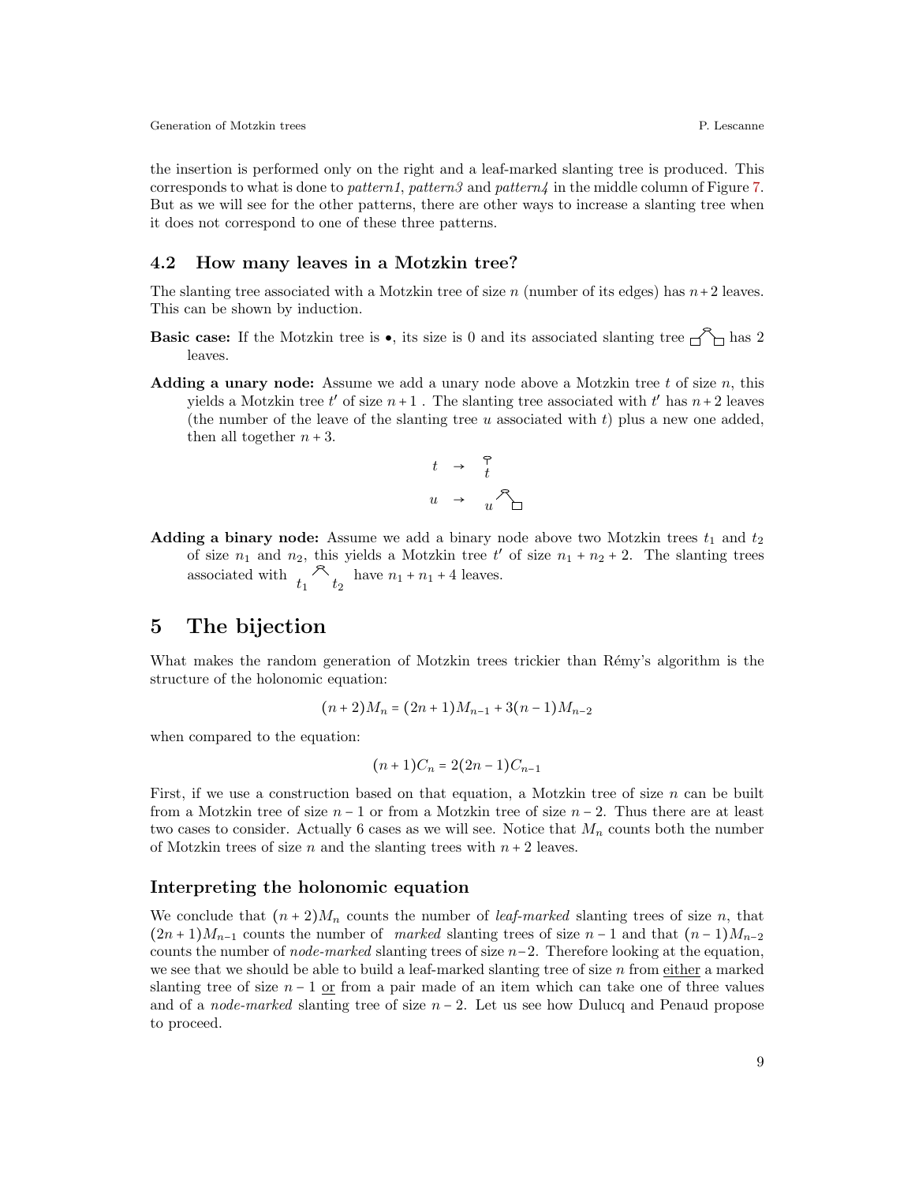the insertion is performed only on the right and a leaf-marked slanting tree is produced. This corresponds to what is done to *pattern1*, *pattern3* and *pattern4* in the middle column of Figure 7. But as we will see for the other patterns, there are other ways to increase a slanting tree when it does not correspond to one of these three patterns.

## 4.2 How many leaves in a Motzkin tree?

The slanting tree associated with a Motzkin tree of size $n$ (number of its edges) has $n+2$ leaves. This can be shown by induction.

**Basic case:** If the Motzkin tree is $\bullet$, its size is 0 and its associated slanting tree has 2 leaves.

**Adding a unary node:** Assume we add a unary node above a Motzkin tree $t$ of size $n$, this yields a Motzkin tree $t'$ of size $n+1$ . The slanting tree associated with $t'$ has $n+2$ leaves (the number of the leave of the slanting tree $u$ associated with $t$) plus a new one added, then all together $n+3$.

$$t \rightarrow \underset{t}{\top}$$

$$u \rightarrow u \wedge \square$$

**Adding a binary node:** Assume we add a binary node above two Motzkin trees $t_1$ and $t_2$ of size $n_1$ and $n_2$, this yields a Motzkin tree $t'$ of size $n_1 + n_2 + 2$. The slanting trees associated with $t_1 \wedge t_2$ have $n_1 + n_1 + 4$ leaves.

# 5 The bijection

What makes the random generation of Motzkin trees trickier than Rémy's algorithm is the structure of the holonomic equation:

$$(n+2)M_n = (2n+1)M_{n-1} + 3(n-1)M_{n-2}$$

when compared to the equation:

$$(n+1)C_n = 2(2n-1)C_{n-1}$$

First, if we use a construction based on that equation, a Motzkin tree of size $n$ can be built from a Motzkin tree of size $n-1$ or from a Motzkin tree of size $n-2$. Thus there are at least two cases to consider. Actually 6 cases as we will see. Notice that $M_n$ counts both the number of Motzkin trees of size $n$ and the slanting trees with $n+2$ leaves.

### Interpreting the holonomic equation

We conclude that $(n+2)M_n$ counts the number of *leaf-marked* slanting trees of size $n$, that $(2n+1)M_{n-1}$ counts the number of *marked* slanting trees of size $n-1$ and that $(n-1)M_{n-2}$ counts the number of *node-marked* slanting trees of size $n-2$. Therefore looking at the equation, we see that we should be able to build a leaf-marked slanting tree of size $n$ from either a marked slanting tree of size $n-1$ or from a pair made of an item which can take one of three values and of a *node-marked* slanting tree of size $n-2$. Let us see how Dulucq and Penaud propose to proceed.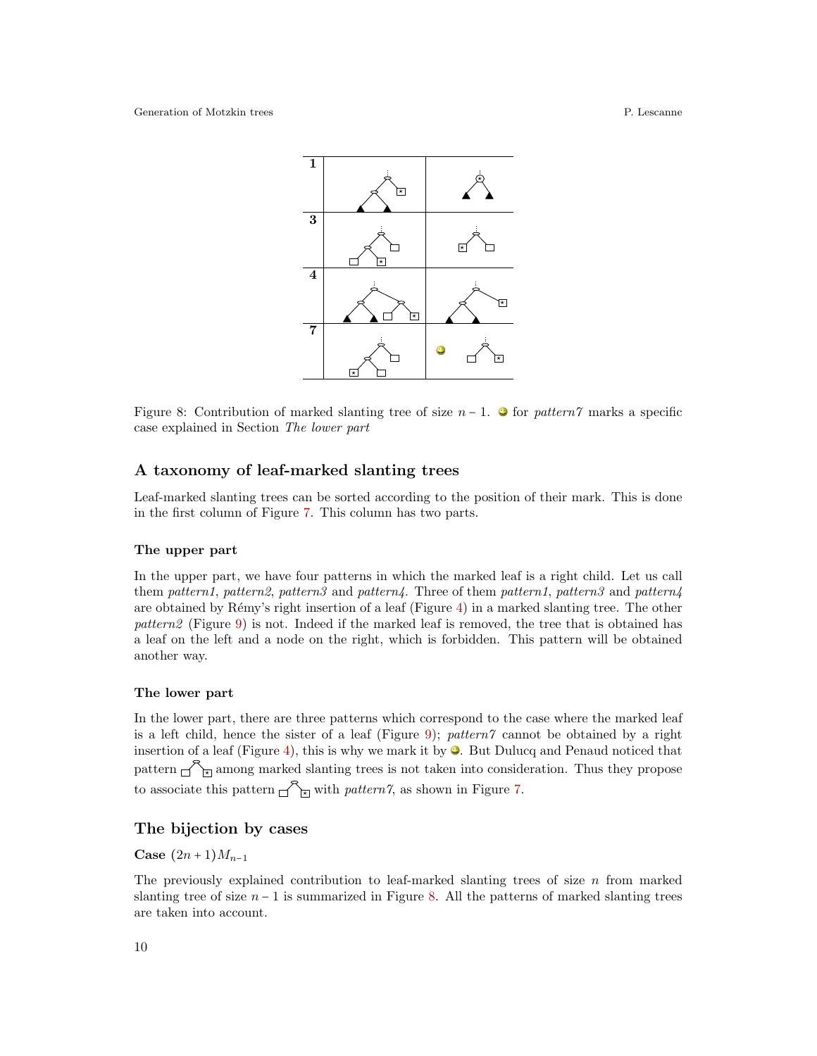Figure 8: Contribution of marked slanting tree of size $n-1$. 😀 for *pattern7* marks a specific case explained in Section *The lower part*

## A taxonomy of leaf-marked slanting trees

Leaf-marked slanting trees can be sorted according to the position of their mark. This is done in the first column of Figure 7. This column has two parts.

### The upper part

In the upper part, we have four patterns in which the marked leaf is a right child. Let us call them *pattern1*, *pattern2*, *pattern3* and *pattern4*. Three of them *pattern1*, *pattern3* and *pattern4* are obtained by Rémy's right insertion of a leaf (Figure 4) in a marked slanting tree. The other *pattern2* (Figure 9) is not. Indeed if the marked leaf is removed, the tree that is obtained has a leaf on the left and a node on the right, which is forbidden. This pattern will be obtained another way.

### The lower part

In the lower part, there are three patterns which correspond to the case where the marked leaf is a left child, hence the sister of a leaf (Figure 9); *pattern7* cannot be obtained by a right insertion of a leaf (Figure 4), this is why we mark it by 😀. But Dulucq and Penaud noticed that pattern among marked slanting trees is not taken into consideration. Thus they propose to associate this pattern with *pattern7*, as shown in Figure 7.

## The bijection by cases

**Case** $(2n+1)M_{n-1}$

The previously explained contribution to leaf-marked slanting trees of size $n$ from marked slanting tree of size $n-1$ is summarized in Figure 8. All the patterns of marked slanting trees are taken into account.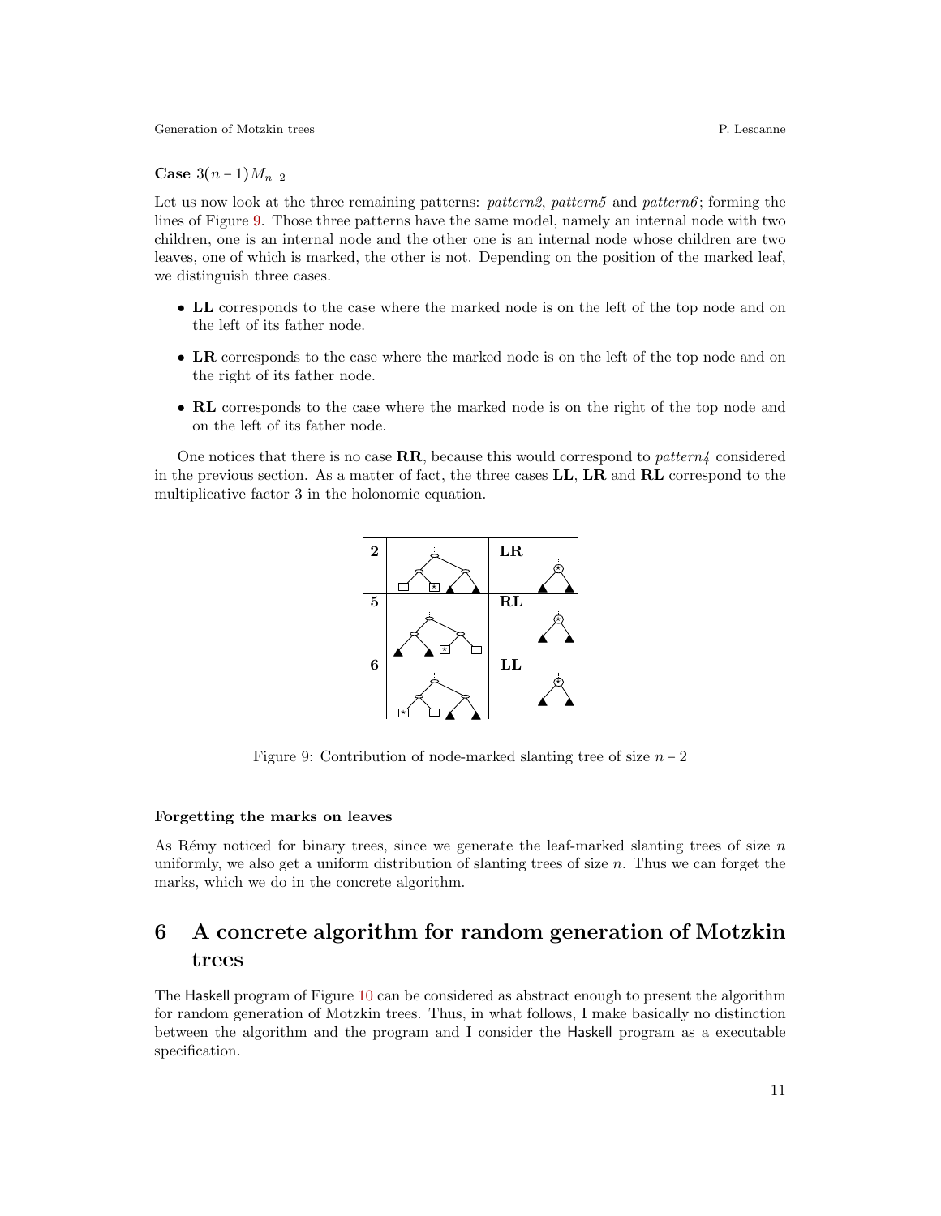**Case** $3(n-1)M_{n-2}$

Let us now look at the three remaining patterns: *pattern2*, *pattern5* and *pattern6*; forming the lines of Figure 9. Those three patterns have the same model, namely an internal node with two children, one is an internal node and the other one is an internal node whose children are two leaves, one of which is marked, the other is not. Depending on the position of the marked leaf, we distinguish three cases.

- **LL** corresponds to the case where the marked node is on the left of the top node and on the left of its father node.
- **LR** corresponds to the case where the marked node is on the left of the top node and on the right of its father node.
- **RL** corresponds to the case where the marked node is on the right of the top node and on the left of its father node.

One notices that there is no case **RR**, because this would correspond to *pattern4* considered in the previous section. As a matter of fact, the three cases **LL**, **LR** and **RL** correspond to the multiplicative factor 3 in the holonomic equation.

Figure 9: Contribution of node-marked slanting tree of size $n-2$

#### Forgetting the marks on leaves

As Rémy noticed for binary trees, since we generate the leaf-marked slanting trees of size $n$ uniformly, we also get a uniform distribution of slanting trees of size $n$. Thus we can forget the marks, which we do in the concrete algorithm.

## 6 A concrete algorithm for random generation of Motzkin trees

The Haskell program of Figure 10 can be considered as abstract enough to present the algorithm for random generation of Motzkin trees. Thus, in what follows, I make basically no distinction between the algorithm and the program and I consider the Haskell program as a executable specification.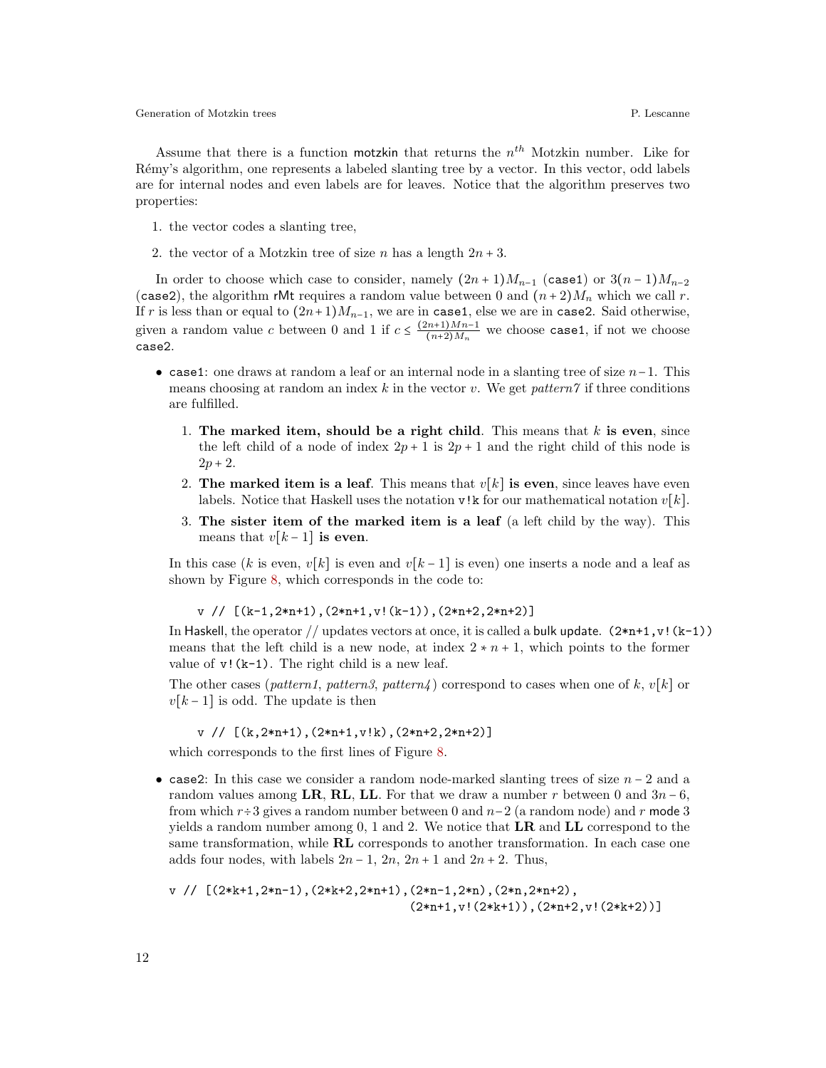Assume that there is a function motzkin that returns the $n^{th}$ Motzkin number. Like for Rémy's algorithm, one represents a labeled slanting tree by a vector. In this vector, odd labels are for internal nodes and even labels are for leaves. Notice that the algorithm preserves two properties:

1. the vector codes a slanting tree,
2. the vector of a Motzkin tree of size $n$ has a length $2n+3$.

In order to choose which case to consider, namely $(2n+1)M_{n-1}$ (`case1`) or $3(n-1)M_{n-2}$ (`case2`), the algorithm rMt requires a random value between 0 and $(n+2)M_n$ which we call $r$. If $r$ is less than or equal to $(2n+1)M_{n-1}$, we are in `case1`, else we are in `case2`. Said otherwise, given a random value $c$ between 0 and 1 if $c \leq \frac{(2n+1)Mn-1}{(n+2)M_n}$ we choose `case1`, if not we choose `case2`.

- `case1`: one draws at random a leaf or an internal node in a slanting tree of size $n-1$. This means choosing at random an index $k$ in the vector $v$. We get *pattern7* if three conditions are fulfilled.

  1. **The marked item, should be a right child**. This means that $k$ **is even**, since the left child of a node of index $2p+1$ is $2p+1$ and the right child of this node is $2p+2$.
  2. **The marked item is a leaf**. This means that $v[k]$ **is even**, since leaves have even labels. Notice that Haskell uses the notation `v!k` for our mathematical notation $v[k]$.
  3. **The sister item of the marked item is a leaf** (a left child by the way). This means that $v[k-1]$ **is even**.

  In this case ($k$ is even, $v[k]$ is even and $v[k-1]$ is even) one inserts a node and a leaf as shown by Figure 8, which corresponds in the code to:

  ```
  v // [(k-1,2*n+1),(2*n+1,v!(k-1)),(2*n+2,2*n+2)]
  ```

  In Haskell, the operator // updates vectors at once, it is called a bulk update. `(2*n+1,v!(k-1))` means that the left child is a new node, at index $2*n+1$, which points to the former value of `v!(k-1)`. The right child is a new leaf.

  The other cases (*pattern1*, *pattern3*, *pattern4*) correspond to cases when one of $k$, $v[k]$ or $v[k-1]$ is odd. The update is then

  ```
  v // [(k,2*n+1),(2*n+1,v!k),(2*n+2,2*n+2)]
  ```

  which corresponds to the first lines of Figure 8.

- `case2`: In this case we consider a random node-marked slanting trees of size $n-2$ and a random values among **LR**, **RL**, **LL**. For that we draw a number $r$ between 0 and $3n-6$, from which $r \div 3$ gives a random number between 0 and $n-2$ (a random node) and $r$ mode 3 yields a random number among 0, 1 and 2. We notice that **LR** and **LL** correspond to the same transformation, while **RL** corresponds to another transformation. In each case one adds four nodes, with labels $2n-1$, $2n$, $2n+1$ and $2n+2$. Thus,

```
v // [(2*k+1,2*n-1),(2*k+2,2*n+1),(2*n-1,2*n),(2*n,2*n+2),
                                   (2*n+1,v!(2*k+1)),(2*n+2,v!(2*k+2))]
```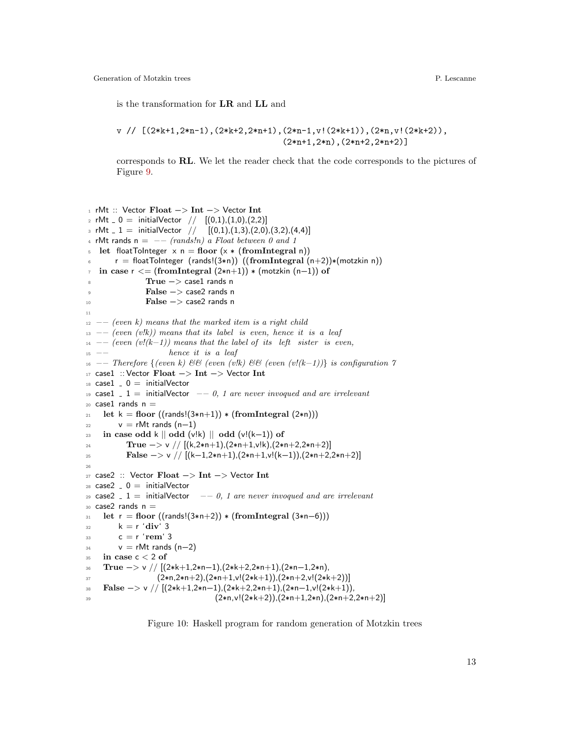is the transformation for **LR** and **LL** and

```
v // [(2*k+1,2*n-1),(2*k+2,2*n+1),(2*n-1,v!(2*k+1)),(2*n,v!(2*k+2)),
                                     (2*n+1,2*n),(2*n+2,2*n+2)]
```

corresponds to **RL**. We let the reader check that the code corresponds to the pictures of Figure 9.

```
 1 rMt :: Vector Float -> Int -> Vector Int
 2 rMt _ 0 = initialVector // [(0,1),(1,0),(2,2)]
 3 rMt _ 1 = initialVector // [(0,1),(1,3),(2,0),(3,2),(4,4)]
 4 rMt rands n = -- (rands!n) a Float between 0 and 1
 5  let floatToInteger x n = floor (x * (fromIntegral n))
 6      r = floatToInteger (rands!(3*n)) ((fromIntegral (n+2))*(motzkin n))
 7  in case r <= (fromIntegral (2*n+1)) * (motzkin (n-1)) of
 8                 True -> case1 rands n
 9                 False -> case2 rands n
10                 False -> case2 rands n
11
12 -- (even k) means that the marked item is a right child
13 -- (even (v!k)) means that its label is even, hence it is a leaf
14 -- (even (v!(k-1)) means that the label of its left sister is even,
15 --                 hence it is a leaf
16 -- Therefore {(even k) && (even (v!k) && (even (v!(k-1))} is configuration 7
17 case1 :: Vector Float -> Int -> Vector Int
18 case1 _ 0 = initialVector
19 case1 _ 1 = initialVector -- 0, 1 are never invoqued and are irrelevant
20 case1 rands n =
21   let k = floor ((rands!(3*n+1)) * (fromIntegral (2*n)))
22       v = rMt rands (n-1)
23   in case odd k || odd (v!k) || odd (v!(k-1)) of
24          True -> v // [(k,2*n+1),(2*n+1,v!k),(2*n+2,2*n+2)]
25          False -> v // [(k-1,2*n+1),(2*n+1,v!(k-1)),(2*n+2,2*n+2)]
26
27 case2 :: Vector Float -> Int -> Vector Int
28 case2 _ 0 = initialVector
29 case2 _ 1 = initialVector -- 0, 1 are never invoqued and are irrelevant
30 case2 rands n =
31   let r = floor ((rands!(3*n+2)) * (fromIntegral (3*n-6)))
32       k = r `div` 3
33       c = r `rem` 3
34       v = rMt rands (n-2)
35   in case c < 2 of
36   True -> v // [(2*k+1,2*n-1),(2*k+2,2*n+1),(2*n-1,2*n),
37                (2*n,2*n+2),(2*n+1,v!(2*k+1)),(2*n+2,v!(2*k+2))]
38   False -> v // [(2*k+1,2*n-1),(2*k+2,2*n+1),(2*n-1,v!(2*k+1)),
39                              (2*n,v!(2*k+2)),(2*n+1,2*n),(2*n+2,2*n+2)]
```

Figure 10: Haskell program for random generation of Motzkin trees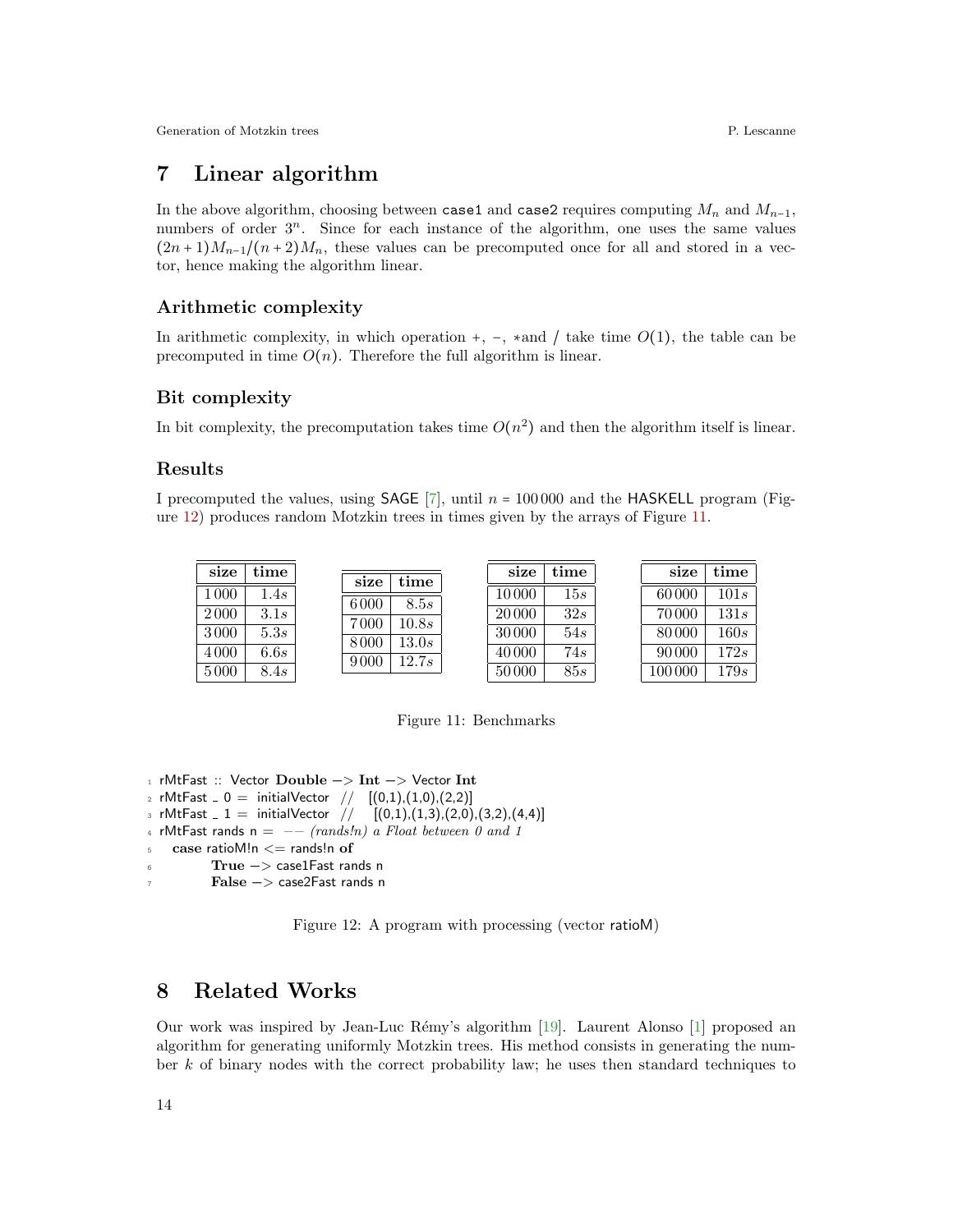# 7 Linear algorithm

In the above algorithm, choosing between `case1` and `case2` requires computing $M_n$ and $M_{n-1}$, numbers of order $3^n$. Since for each instance of the algorithm, one uses the same values $(2n+1)M_{n-1}/(n+2)M_n$, these values can be precomputed once for all and stored in a vector, hence making the algorithm linear.

### Arithmetic complexity

In arithmetic complexity, in which operation $+$, $-$, $*$and $/$ take time $O(1)$, the table can be precomputed in time $O(n)$. Therefore the full algorithm is linear.

### Bit complexity

In bit complexity, the precomputation takes time $O(n^2)$ and then the algorithm itself is linear.

### Results

I precomputed the values, using SAGE [7], until $n = 100\,000$ and the HASKELL program (Figure 12) produces random Motzkin trees in times given by the arrays of Figure 11.

| size | time |
|---|---|
| 1 000 | 1.4$s$ |
| 2 000 | 3.1$s$ |
| 3 000 | 5.3$s$ |
| 4 000 | 6.6$s$ |
| 5 000 | 8.4$s$ |

| size | time |
|---|---|
| 6 000 | 8.5$s$ |
| 7 000 | 10.8$s$ |
| 8 000 | 13.0$s$ |
| 9 000 | 12.7$s$ |

| size | time |
|---|---|
| 10 000 | 15$s$ |
| 20 000 | 32$s$ |
| 30 000 | 54$s$ |
| 40 000 | 74$s$ |
| 50 000 | 85$s$ |

| size | time |
|---|---|
| 60 000 | 101$s$ |
| 70 000 | 131$s$ |
| 80 000 | 160$s$ |
| 90 000 | 172$s$ |
| 100 000 | 179$s$ |

Figure 11: Benchmarks

```
rMtFast :: Vector Double -> Int -> Vector Int
rMtFast _ 0 = initialVector // [(0,1),(1,0),(2,2)]
rMtFast _ 1 = initialVector // [(0,1),(1,3),(2,0),(3,2),(4,4)]
rMtFast rands n = -- (rands!n) a Float between 0 and 1
  case ratioM!n <= rands!n of
        True -> case1Fast rands n
        False -> case2Fast rands n
```

Figure 12: A program with processing (vector ratioM)

# 8 Related Works

Our work was inspired by Jean-Luc Rémy's algorithm [19]. Laurent Alonso [1] proposed an algorithm for generating uniformly Motzkin trees. His method consists in generating the number $k$ of binary nodes with the correct probability law; he uses then standard techniques to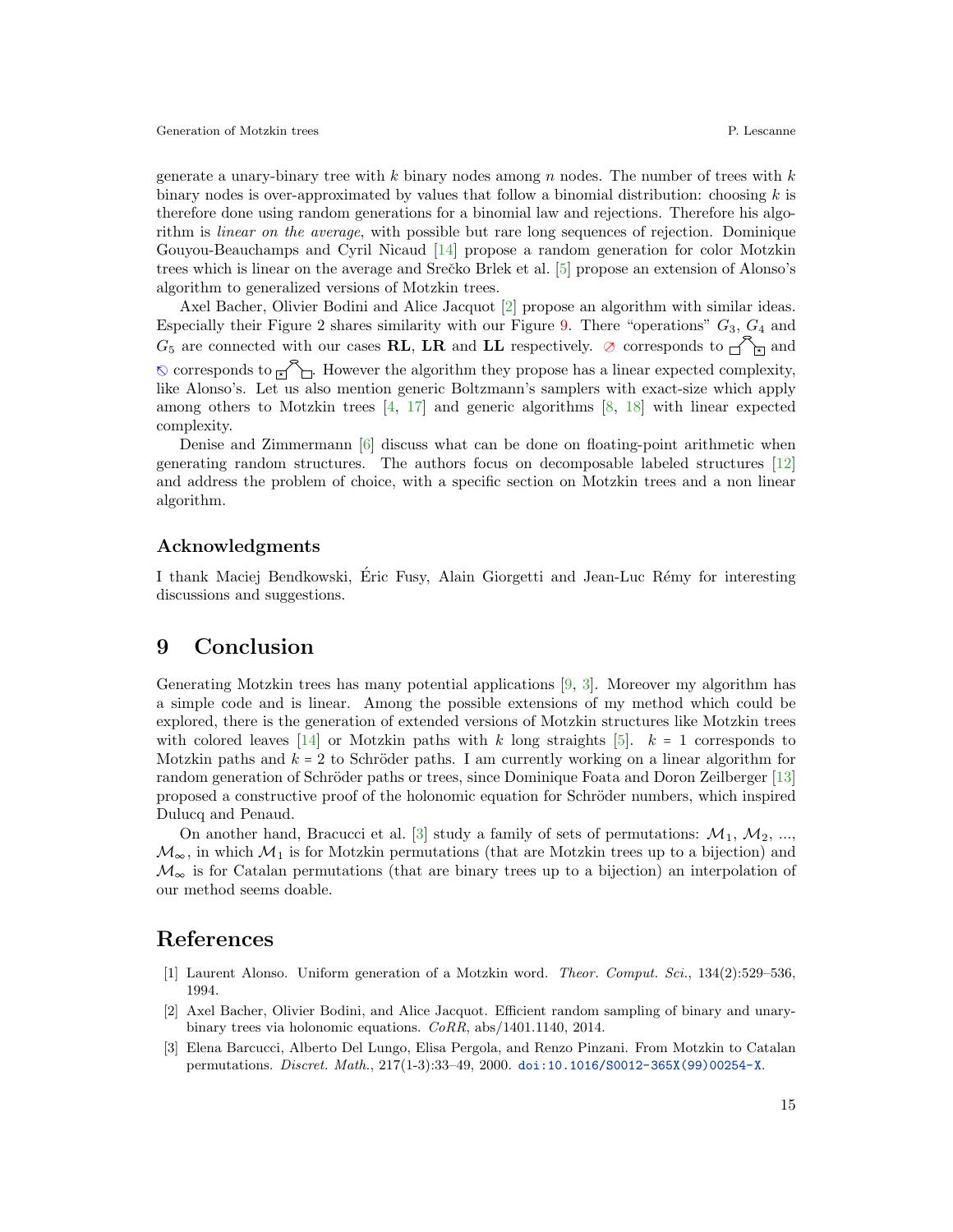generate a unary-binary tree with $k$ binary nodes among $n$ nodes. The number of trees with $k$ binary nodes is over-approximated by values that follow a binomial distribution: choosing $k$ is therefore done using random generations for a binomial law and rejections. Therefore his algorithm is *linear on the average*, with possible but rare long sequences of rejection. Dominique Gouyou-Beauchamps and Cyril Nicaud [14] propose a random generation for color Motzkin trees which is linear on the average and Srečko Brlek et al. [5] propose an extension of Alonso's algorithm to generalized versions of Motzkin trees.

Axel Bacher, Olivier Bodini and Alice Jacquot [2] propose an algorithm with similar ideas. Especially their Figure 2 shares similarity with our Figure 9. There "operations" $G_3$, $G_4$ and $G_5$ are connected with our cases **RL**, **LR** and **LL** respectively. ⊘ corresponds to □⌃⊡ and ⦸ corresponds to ⊡⌃□. However the algorithm they propose has a linear expected complexity, like Alonso's. Let us also mention generic Boltzmann's samplers with exact-size which apply among others to Motzkin trees [4, 17] and generic algorithms [8, 18] with linear expected complexity.

Denise and Zimmermann [6] discuss what can be done on floating-point arithmetic when generating random structures. The authors focus on decomposable labeled structures [12] and address the problem of choice, with a specific section on Motzkin trees and a non linear algorithm.

## Acknowledgments

I thank Maciej Bendkowski, Éric Fusy, Alain Giorgetti and Jean-Luc Rémy for interesting discussions and suggestions.

# 9 Conclusion

Generating Motzkin trees has many potential applications [9, 3]. Moreover my algorithm has a simple code and is linear. Among the possible extensions of my method which could be explored, there is the generation of extended versions of Motzkin structures like Motzkin trees with colored leaves [14] or Motzkin paths with $k$ long straights [5]. $k = 1$ corresponds to Motzkin paths and $k = 2$ to Schröder paths. I am currently working on a linear algorithm for random generation of Schröder paths or trees, since Dominique Foata and Doron Zeilberger [13] proposed a constructive proof of the holonomic equation for Schröder numbers, which inspired Dulucq and Penaud.

On another hand, Bracucci et al. [3] study a family of sets of permutations: $\mathcal{M}_1$, $\mathcal{M}_2$, ..., $\mathcal{M}_\infty$, in which $\mathcal{M}_1$ is for Motzkin permutations (that are Motzkin trees up to a bijection) and $\mathcal{M}_\infty$ is for Catalan permutations (that are binary trees up to a bijection) an interpolation of our method seems doable.

# References

[1] Laurent Alonso. Uniform generation of a Motzkin word. *Theor. Comput. Sci.*, 134(2):529–536, 1994.

[2] Axel Bacher, Olivier Bodini, and Alice Jacquot. Efficient random sampling of binary and unary-binary trees via holonomic equations. *CoRR*, abs/1401.1140, 2014.

[3] Elena Barcucci, Alberto Del Lungo, Elisa Pergola, and Renzo Pinzani. From Motzkin to Catalan permutations. *Discret. Math.*, 217(1-3):33–49, 2000. doi:10.1016/S0012-365X(99)00254-X.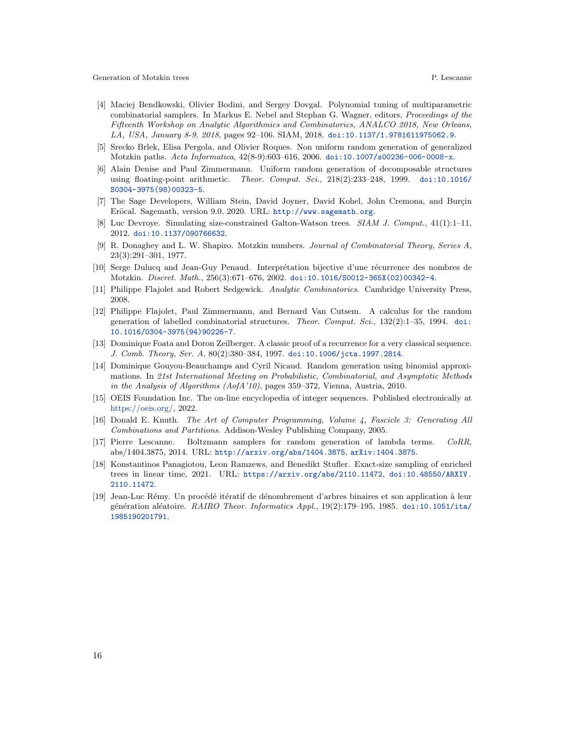[4] Maciej Bendkowski, Olivier Bodini, and Sergey Dovgal. Polynomial tuning of multiparametric combinatorial samplers. In Markus E. Nebel and Stephan G. Wagner, editors, *Proceedings of the Fifteenth Workshop on Analytic Algorithmics and Combinatorics, ANALCO 2018, New Orleans, LA, USA, January 8-9, 2018*, pages 92–106. SIAM, 2018. doi:10.1137/1.9781611975062.9.

[5] Srecko Brlek, Elisa Pergola, and Olivier Roques. Non uniform random generation of generalized Motzkin paths. *Acta Informatica*, 42(8-9):603–616, 2006. doi:10.1007/s00236-006-0008-x.

[6] Alain Denise and Paul Zimmermann. Uniform random generation of decomposable structures using floating-point arithmetic. *Theor. Comput. Sci.*, 218(2):233–248, 1999. doi:10.1016/S0304-3975(98)00323-5.

[7] The Sage Developers, William Stein, David Joyner, David Kohel, John Cremona, and Burçin Eröcal. Sagemath, version 9.0, 2020. URL: http://www.sagemath.org.

[8] Luc Devroye. Simulating size-constrained Galton-Watson trees. *SIAM J. Comput.*, 41(1):1–11, 2012. doi:10.1137/090766632.

[9] R. Donaghey and L. W. Shapiro. Motzkin numbers. *Journal of Combinatorial Theory, Series A*, 23(3):291–301, 1977.

[10] Serge Dulucq and Jean-Guy Penaud. Interprétation bijective d'une récurrence des nombres de Motzkin. *Discret. Math.*, 256(3):671–676, 2002. doi:10.1016/S0012-365X(02)00342-4.

[11] Philippe Flajolet and Robert Sedgewick. *Analytic Combinatorics*. Cambridge University Press, 2008.

[12] Philippe Flajolet, Paul Zimmermann, and Bernard Van Cutsem. A calculus for the random generation of labelled combinatorial structures. *Theor. Comput. Sci.*, 132(2):1–35, 1994. doi:10.1016/0304-3975(94)90226-7.

[13] Dominique Foata and Doron Zeilberger. A classic proof of a recurrence for a very classical sequence. *J. Comb. Theory, Ser. A*, 80(2):380–384, 1997. doi:10.1006/jcta.1997.2814.

[14] Dominique Gouyou-Beauchamps and Cyril Nicaud. Random generation using binomial approximations. In *21st International Meeting on Probabilistic, Combinatorial, and Asymptotic Methods in the Analysis of Algorithms (AofA'10)*, pages 359–372, Vienna, Austria, 2010.

[15] OEIS Foundation Inc. The on-line encyclopedia of integer sequences. Published electronically at https://oeis.org/, 2022.

[16] Donald E. Knuth. *The Art of Computer Programming, Volume 4, Fascicle 3: Generating All Combinations and Partitions*. Addison-Wesley Publishing Company, 2005.

[17] Pierre Lescanne. Boltzmann samplers for random generation of lambda terms. *CoRR*, abs/1404.3875, 2014. URL: http://arxiv.org/abs/1404.3875, arXiv:1404.3875.

[18] Konstantinos Panagiotou, Leon Ramzews, and Benedikt Stufler. Exact-size sampling of enriched trees in linear time, 2021. URL: https://arxiv.org/abs/2110.11472, doi:10.48550/ARXIV.2110.11472.

[19] Jean-Luc Rémy. Un procédé itératif de dénombrement d'arbres binaires et son application à leur génération aléatoire. *RAIRO Theor. Informatics Appl.*, 19(2):179–195, 1985. doi:10.1051/ita/1985190201791.